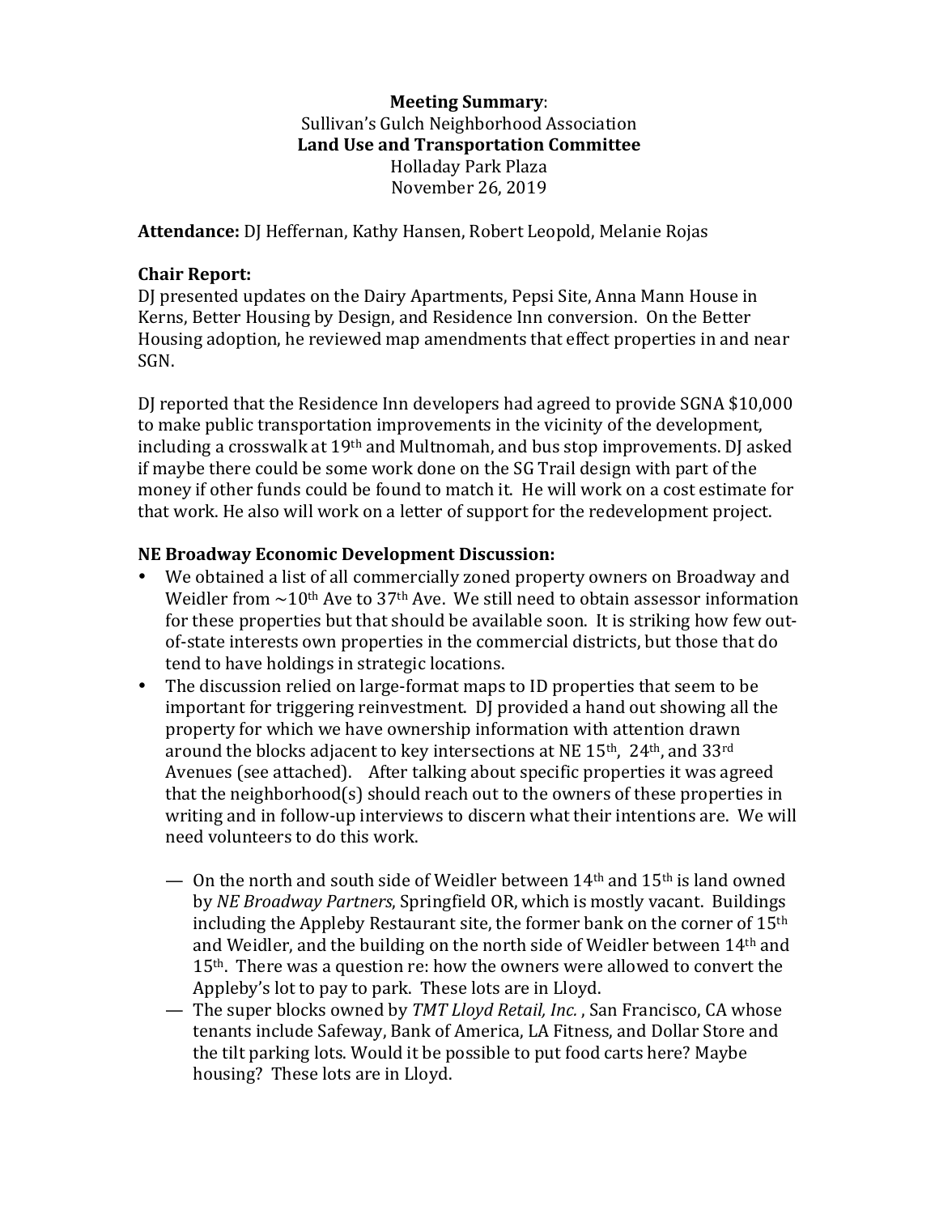**Meeting Summary**:
Sullivan's Gulch Neighborhood Association
**Land Use and Transportation Committee**
Holladay Park Plaza
November 26, 2019

**Attendance:** DJ Heffernan, Kathy Hansen, Robert Leopold, Melanie Rojas

**Chair Report:**
DJ presented updates on the Dairy Apartments, Pepsi Site, Anna Mann House in Kerns, Better Housing by Design, and Residence Inn conversion. On the Better Housing adoption, he reviewed map amendments that effect properties in and near SGN.

DJ reported that the Residence Inn developers had agreed to provide SGNA $10,000 to make public transportation improvements in the vicinity of the development, including a crosswalk at 19th and Multnomah, and bus stop improvements. DJ asked if maybe there could be some work done on the SG Trail design with part of the money if other funds could be found to match it. He will work on a cost estimate for that work. He also will work on a letter of support for the redevelopment project.

**NE Broadway Economic Development Discussion:**

- We obtained a list of all commercially zoned property owners on Broadway and Weidler from ~10th Ave to 37th Ave. We still need to obtain assessor information for these properties but that should be available soon. It is striking how few out-of-state interests own properties in the commercial districts, but those that do tend to have holdings in strategic locations.
- The discussion relied on large-format maps to ID properties that seem to be important for triggering reinvestment. DJ provided a hand out showing all the property for which we have ownership information with attention drawn around the blocks adjacent to key intersections at NE 15th, 24th, and 33rd Avenues (see attached). After talking about specific properties it was agreed that the neighborhood(s) should reach out to the owners of these properties in writing and in follow-up interviews to discern what their intentions are. We will need volunteers to do this work.

  — On the north and south side of Weidler between 14th and 15th is land owned by *NE Broadway Partners*, Springfield OR, which is mostly vacant. Buildings including the Appleby Restaurant site, the former bank on the corner of 15th and Weidler, and the building on the north side of Weidler between 14th and 15th. There was a question re: how the owners were allowed to convert the Appleby's lot to pay to park. These lots are in Lloyd.

  — The super blocks owned by *TMT Lloyd Retail, Inc.* , San Francisco, CA whose tenants include Safeway, Bank of America, LA Fitness, and Dollar Store and the tilt parking lots. Would it be possible to put food carts here? Maybe housing? These lots are in Lloyd.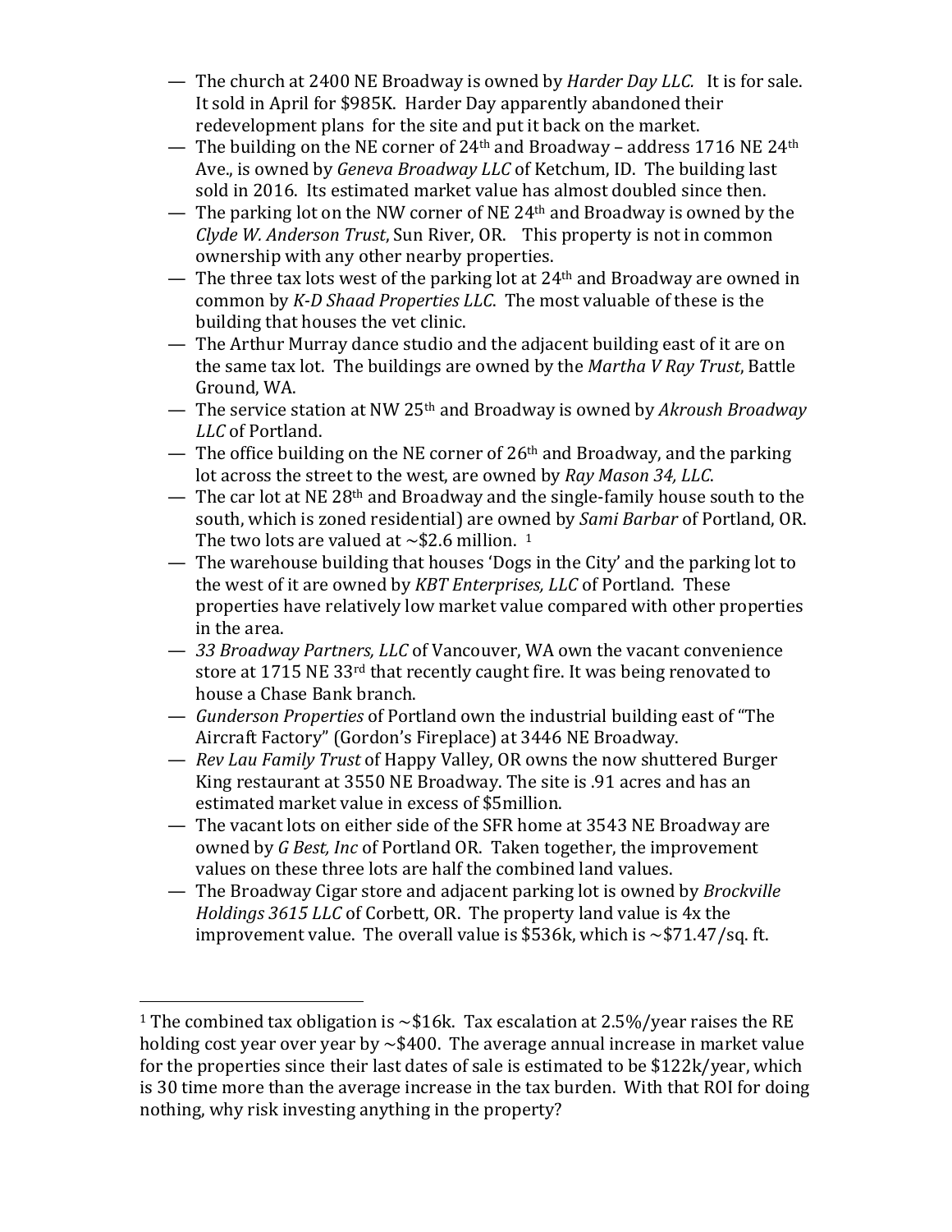- The church at 2400 NE Broadway is owned by *Harder Day LLC.* It is for sale. It sold in April for $985K. Harder Day apparently abandoned their redevelopment plans for the site and put it back on the market.
- The building on the NE corner of 24th and Broadway – address 1716 NE 24th Ave., is owned by *Geneva Broadway LLC* of Ketchum, ID. The building last sold in 2016. Its estimated market value has almost doubled since then.
- The parking lot on the NW corner of NE 24th and Broadway is owned by the *Clyde W. Anderson Trust*, Sun River, OR. This property is not in common ownership with any other nearby properties.
- The three tax lots west of the parking lot at 24th and Broadway are owned in common by *K-D Shaad Properties LLC*. The most valuable of these is the building that houses the vet clinic.
- The Arthur Murray dance studio and the adjacent building east of it are on the same tax lot. The buildings are owned by the *Martha V Ray Trust*, Battle Ground, WA.
- The service station at NW 25th and Broadway is owned by *Akroush Broadway LLC* of Portland.
- The office building on the NE corner of 26th and Broadway, and the parking lot across the street to the west, are owned by *Ray Mason 34, LLC*.
- The car lot at NE 28th and Broadway and the single-family house south to the south, which is zoned residential) are owned by *Sami Barbar* of Portland, OR. The two lots are valued at ~$2.6 million. [1]
- The warehouse building that houses 'Dogs in the City' and the parking lot to the west of it are owned by *KBT Enterprises, LLC* of Portland. These properties have relatively low market value compared with other properties in the area.
- *33 Broadway Partners, LLC* of Vancouver, WA own the vacant convenience store at 1715 NE 33rd that recently caught fire. It was being renovated to house a Chase Bank branch.
- *Gunderson Properties* of Portland own the industrial building east of "The Aircraft Factory" (Gordon's Fireplace) at 3446 NE Broadway.
- *Rev Lau Family Trust* of Happy Valley, OR owns the now shuttered Burger King restaurant at 3550 NE Broadway. The site is .91 acres and has an estimated market value in excess of $5million.
- The vacant lots on either side of the SFR home at 3543 NE Broadway are owned by *G Best, Inc* of Portland OR. Taken together, the improvement values on these three lots are half the combined land values.
- The Broadway Cigar store and adjacent parking lot is owned by *Brockville Holdings 3615 LLC* of Corbett, OR. The property land value is 4x the improvement value. The overall value is $536k, which is ~$71.47/sq. ft.

---

[1] The combined tax obligation is ~$16k. Tax escalation at 2.5%/year raises the RE holding cost year over year by ~$400. The average annual increase in market value for the properties since their last dates of sale is estimated to be $122k/year, which is 30 time more than the average increase in the tax burden. With that ROI for doing nothing, why risk investing anything in the property?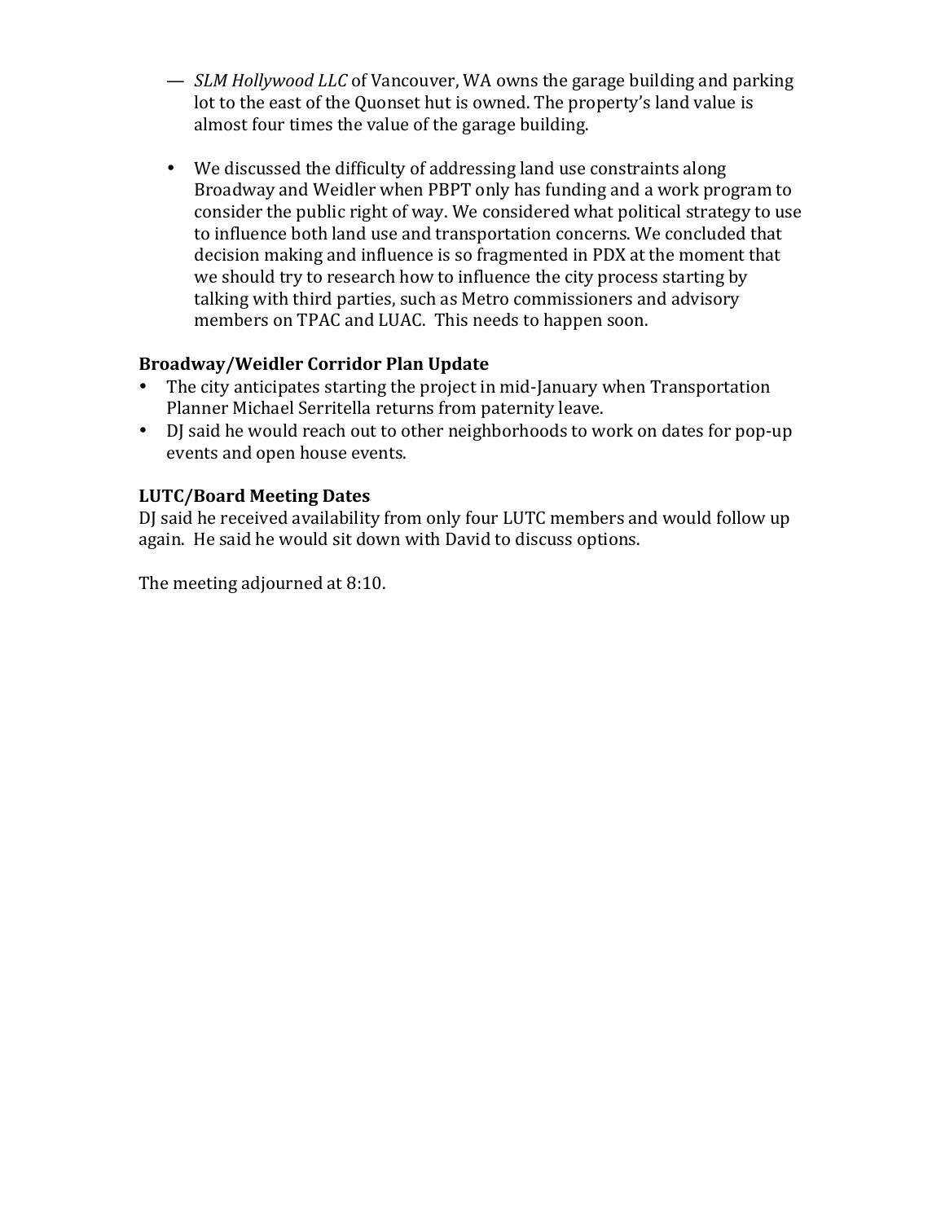— *SLM Hollywood LLC* of Vancouver, WA owns the garage building and parking lot to the east of the Quonset hut is owned. The property's land value is almost four times the value of the garage building.

- We discussed the difficulty of addressing land use constraints along Broadway and Weidler when PBPT only has funding and a work program to consider the public right of way. We considered what political strategy to use to influence both land use and transportation concerns. We concluded that decision making and influence is so fragmented in PDX at the moment that we should try to research how to influence the city process starting by talking with third parties, such as Metro commissioners and advisory members on TPAC and LUAC. This needs to happen soon.

**Broadway/Weidler Corridor Plan Update**

- The city anticipates starting the project in mid-January when Transportation Planner Michael Serritella returns from paternity leave.
- DJ said he would reach out to other neighborhoods to work on dates for pop-up events and open house events.

**LUTC/Board Meeting Dates**

DJ said he received availability from only four LUTC members and would follow up again. He said he would sit down with David to discuss options.

The meeting adjourned at 8:10.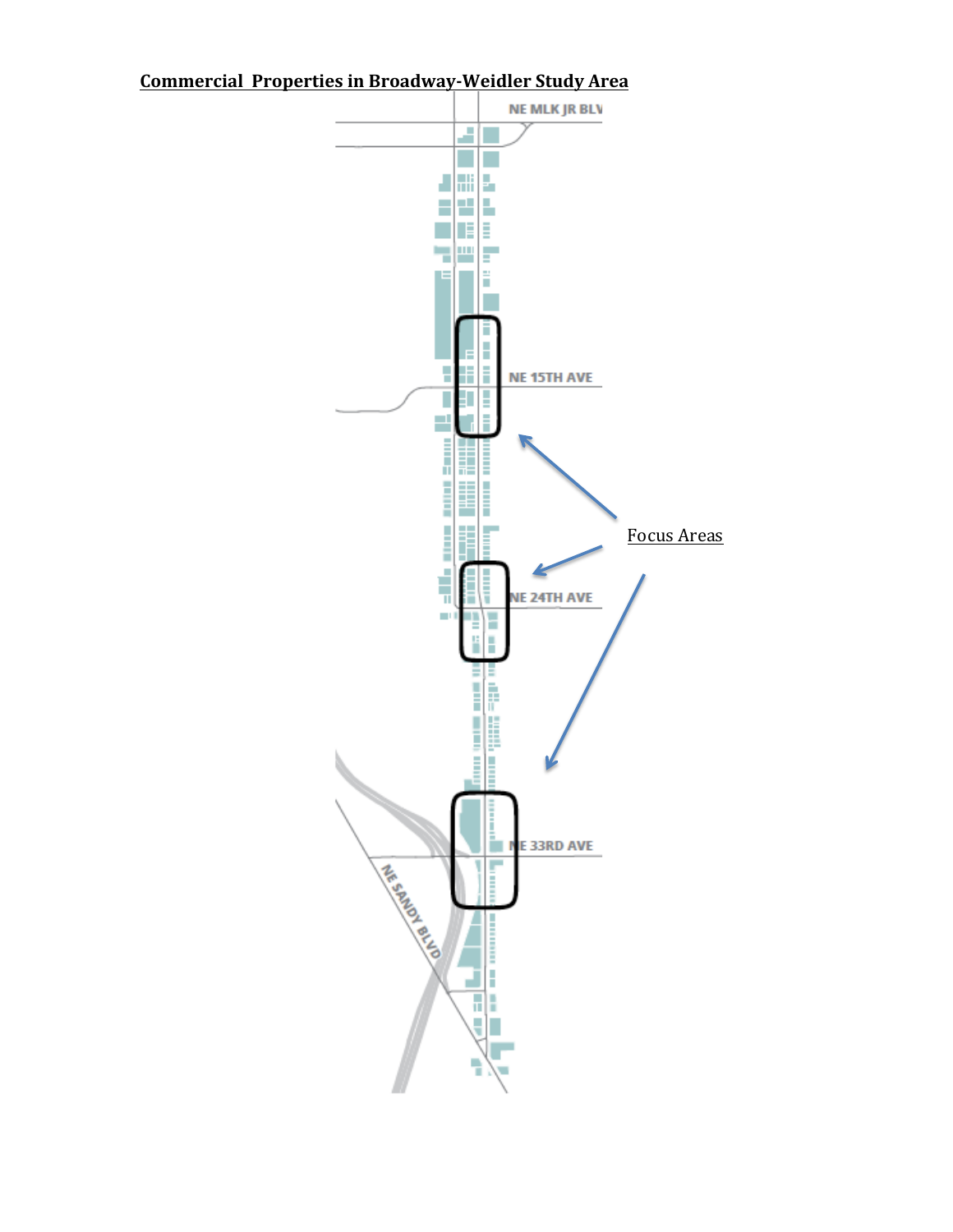**Commercial Properties in Broadway-Weidler Study Area**

NE MLK JR BLV

NE 15TH AVE

NE 24TH AVE

NE 33RD AVE

NE SANDY BLVD

Focus Areas